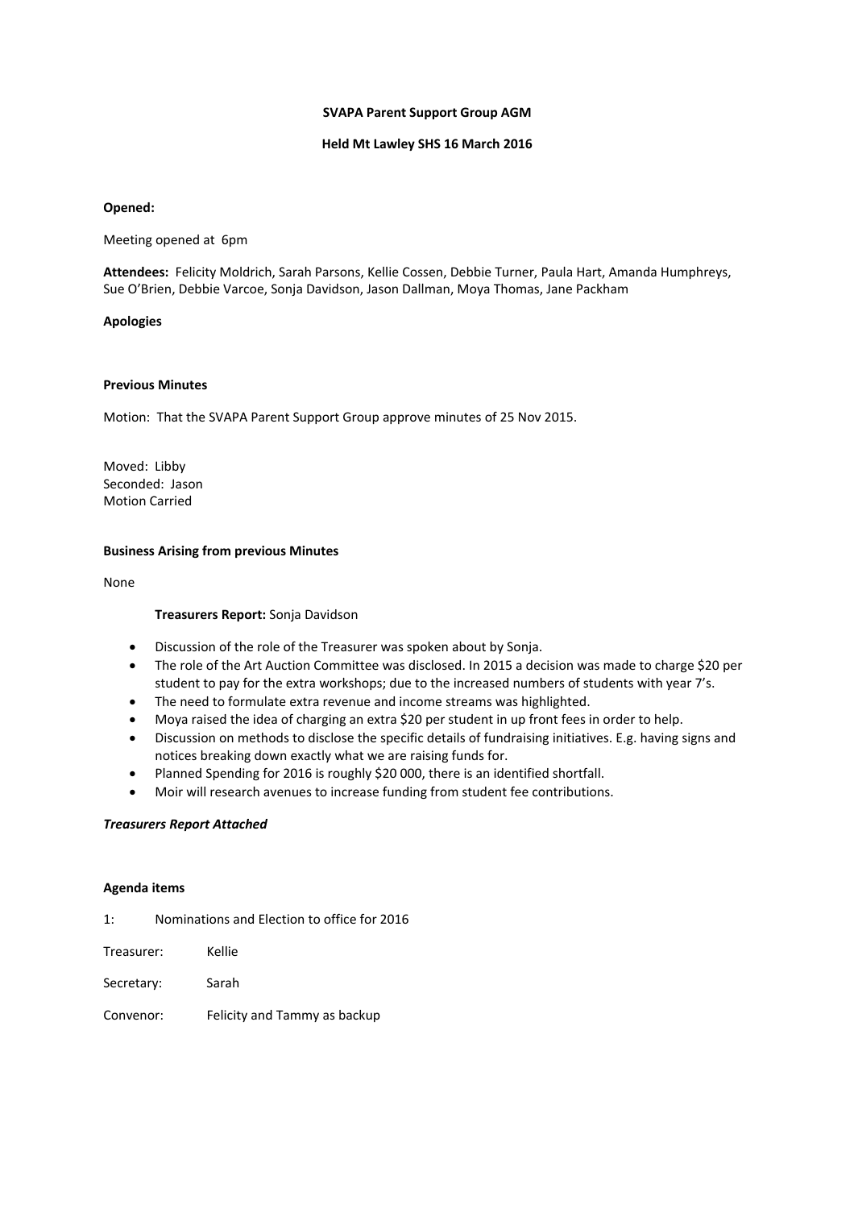**SVAPA Parent Support Group AGM**

**Held Mt Lawley SHS 16 March 2016**

**Opened:**

Meeting opened at 6pm

**Attendees:** Felicity Moldrich, Sarah Parsons, Kellie Cossen, Debbie Turner, Paula Hart, Amanda Humphreys, Sue O'Brien, Debbie Varcoe, Sonja Davidson, Jason Dallman, Moya Thomas, Jane Packham

**Apologies**

**Previous Minutes**

Motion: That the SVAPA Parent Support Group approve minutes of 25 Nov 2015.

Moved: Libby
Seconded: Jason
Motion Carried

**Business Arising from previous Minutes**

None

**Treasurers Report:** Sonja Davidson

- Discussion of the role of the Treasurer was spoken about by Sonja.
- The role of the Art Auction Committee was disclosed. In 2015 a decision was made to charge $20 per student to pay for the extra workshops; due to the increased numbers of students with year 7's.
- The need to formulate extra revenue and income streams was highlighted.
- Moya raised the idea of charging an extra $20 per student in up front fees in order to help.
- Discussion on methods to disclose the specific details of fundraising initiatives. E.g. having signs and notices breaking down exactly what we are raising funds for.
- Planned Spending for 2016 is roughly $20 000, there is an identified shortfall.
- Moir will research avenues to increase funding from student fee contributions.

***Treasurers Report Attached***

**Agenda items**

1: Nominations and Election to office for 2016

Treasurer: Kellie

Secretary: Sarah

Convenor: Felicity and Tammy as backup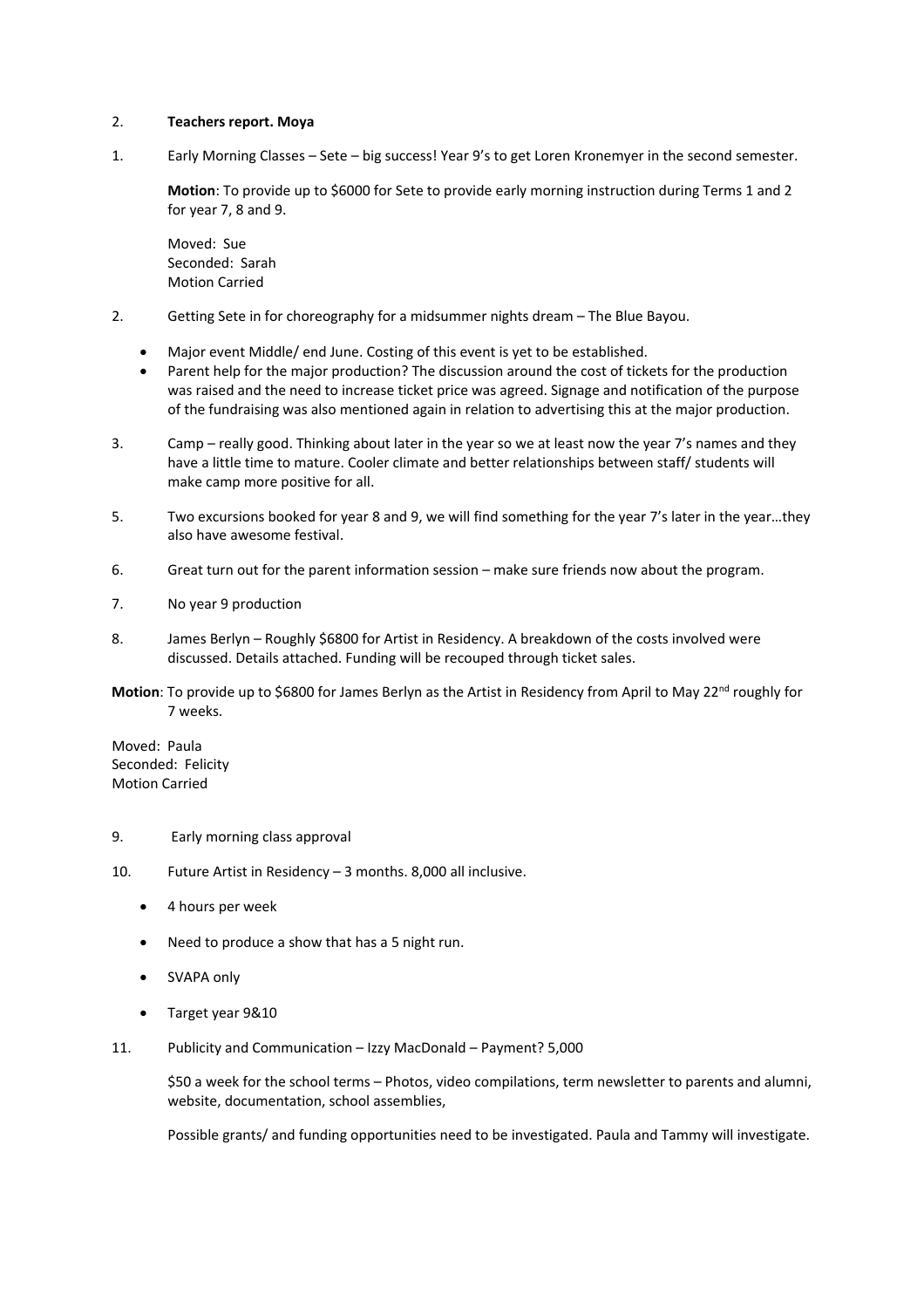2. **Teachers report. Moya**

1. Early Morning Classes – Sete – big success! Year 9's to get Loren Kronemyer in the second semester.

   **Motion**: To provide up to $6000 for Sete to provide early morning instruction during Terms 1 and 2 for year 7, 8 and 9.

   Moved: Sue
   Seconded: Sarah
   Motion Carried

2. Getting Sete in for choreography for a midsummer nights dream – The Blue Bayou.

   - Major event Middle/ end June. Costing of this event is yet to be established.
   - Parent help for the major production? The discussion around the cost of tickets for the production was raised and the need to increase ticket price was agreed. Signage and notification of the purpose of the fundraising was also mentioned again in relation to advertising this at the major production.

3. Camp – really good. Thinking about later in the year so we at least now the year 7's names and they have a little time to mature. Cooler climate and better relationships between staff/ students will make camp more positive for all.

5. Two excursions booked for year 8 and 9, we will find something for the year 7's later in the year…they also have awesome festival.

6. Great turn out for the parent information session – make sure friends now about the program.

7. No year 9 production

8. James Berlyn – Roughly $6800 for Artist in Residency. A breakdown of the costs involved were discussed. Details attached. Funding will be recouped through ticket sales.

**Motion**: To provide up to $6800 for James Berlyn as the Artist in Residency from April to May 22nd roughly for 7 weeks.

Moved: Paula
Seconded: Felicity
Motion Carried

9. Early morning class approval

10. Future Artist in Residency – 3 months. 8,000 all inclusive.

    - 4 hours per week
    - Need to produce a show that has a 5 night run.
    - SVAPA only
    - Target year 9&10

11. Publicity and Communication – Izzy MacDonald – Payment? 5,000

    $50 a week for the school terms – Photos, video compilations, term newsletter to parents and alumni, website, documentation, school assemblies,

    Possible grants/ and funding opportunities need to be investigated. Paula and Tammy will investigate.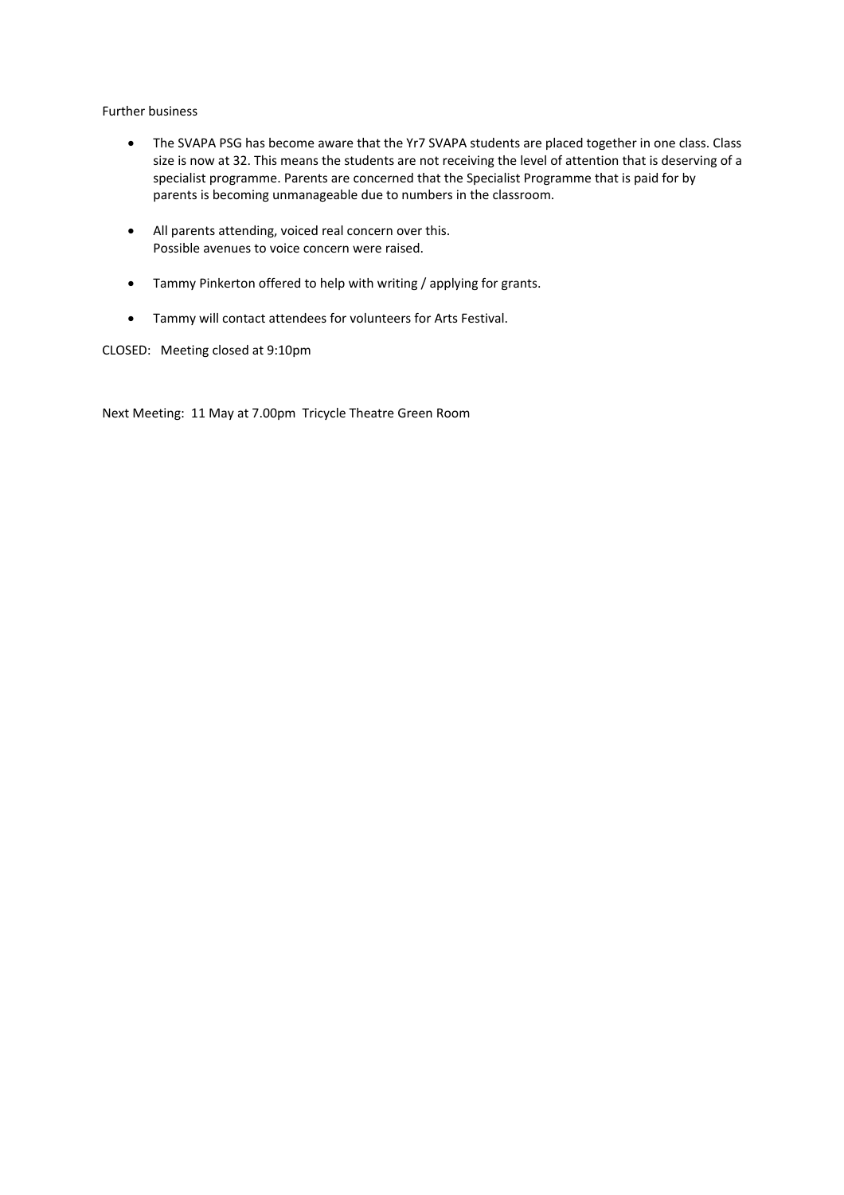Further business

- The SVAPA PSG has become aware that the Yr7 SVAPA students are placed together in one class. Class size is now at 32. This means the students are not receiving the level of attention that is deserving of a specialist programme. Parents are concerned that the Specialist Programme that is paid for by parents is becoming unmanageable due to numbers in the classroom.

- All parents attending, voiced real concern over this.
  Possible avenues to voice concern were raised.

- Tammy Pinkerton offered to help with writing / applying for grants.

- Tammy will contact attendees for volunteers for Arts Festival.

CLOSED: Meeting closed at 9:10pm

Next Meeting: 11 May at 7.00pm Tricycle Theatre Green Room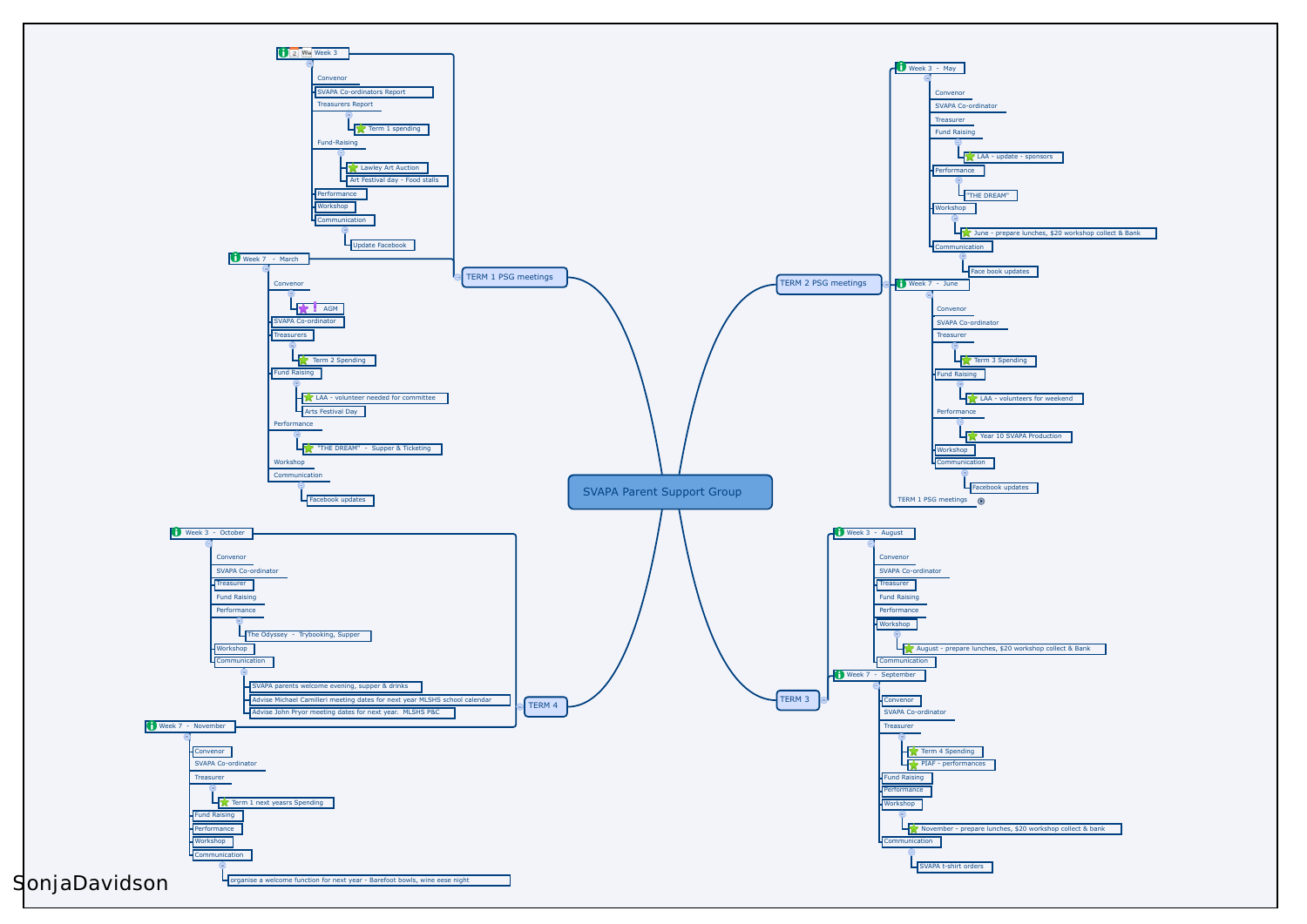# SVAPA Parent Support Group

## TERM 1 PSG meetings

### Week 3

- Convenor
- SVAPA Co-ordinators Report
- Treasurers Report
  - Term 1 spending
- Fund-Raising
  - Lawley Art Auction
  - Art Festival day - Food stalls
- Performance
- Workshop
- Communication
  - Update Facebook

### Week 7 - March

- Convenor
  - AGM
- SVAPA Co-ordinator
- Treasurers
  - Term 2 Spending
- Fund Raising
  - LAA - volunteer needed for committee
  - Arts Festival Day
- Performance
  - "THE DREAM" - Supper & Ticketing
- Workshop
- Communication
  - Facebook updates

## TERM 2 PSG meetings

### Week 3 - May

- Convenor
- SVAPA Co-ordinator
- Treasurer
- Fund Raising
  - LAA - update - sponsors
- Performance
  - "THE DREAM"
- Workshop
  - June - prepare lunches, $20 workshop collect & Bank
- Communication
  - Face book updates

### Week 7 - June

- Convenor
- SVAPA Co-ordinator
- Treasurer
  - Term 3 Spending
- Fund Raising
  - LAA - volunteers for weekend
- Performance
  - Year 10 SVAPA Production
- Workshop
- Communication
  - Facebook updates

TERM 1 PSG meetings

## TERM 3

### Week 3 - August

- Convenor
- SVAPA Co-ordinator
- Treasurer
- Fund Raising
- Performance
- Workshop
  - August - prepare lunches, $20 workshop collect & Bank
- Communication

### Week 7 - September

- Convenor
- SVAPA Co-ordinator
- Treasurer
  - Term 4 Spending
  - PIAF - performances
- Fund Raising
- Performance
- Workshop
  - November - prepare lunches, $20 workshop collect & bank
- Communication
  - SVAPA t-shirt orders

## TERM 4

### Week 3 - October

- Convenor
- SVAPA Co-ordinator
- Treasurer
- Fund Raising
- Performance
  - The Odyssey - Trybooking, Supper
- Workshop
- Communication
  - SVAPA parents welcome evening, supper & drinks
  - Advise Michael Camilleri meeting dates for next year MLSHS school calendar
  - Advise John Pryor meeting dates for next year. MLSHS P&C

### Week 7 - November

- Convenor
- SVAPA Co-ordinator
- Treasurer
  - Term 1 next yeasrs Spending
- Fund Raising
- Performance
- Workshop
- Communication
  - organise a welcome function for next year - Barefoot bowls, wine eese night

SonjaDavidson